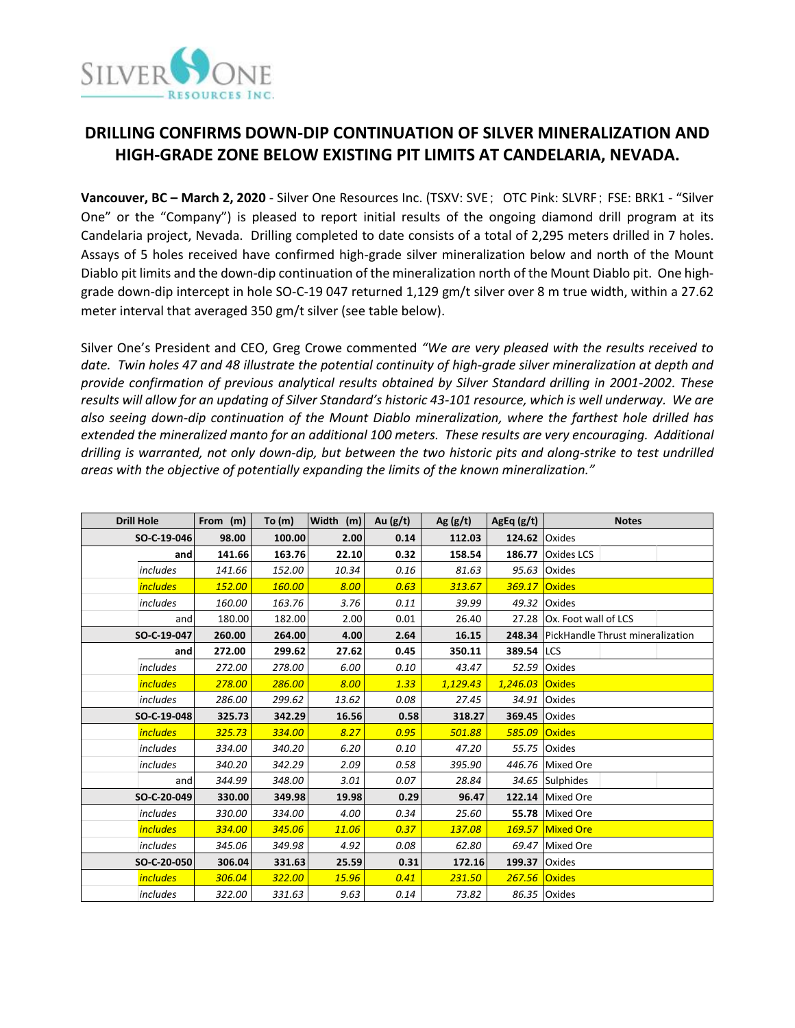# DRILLING CONFIRMS DOWN-DIP CONTINUATION OF SILVER MINERALIZATION AND HIGH-GRADE ZONE BELOW EXISTING PIT LIMITS AT CANDELARIA, NEVADA.

**Vancouver, BC – March 2, 2020** - Silver One Resources Inc. (TSXV: SVE; OTC Pink: SLVRF; FSE: BRK1 - "Silver One" or the "Company") is pleased to report initial results of the ongoing diamond drill program at its Candelaria project, Nevada. Drilling completed to date consists of a total of 2,295 meters drilled in 7 holes. Assays of 5 holes received have confirmed high-grade silver mineralization below and north of the Mount Diablo pit limits and the down-dip continuation of the mineralization north of the Mount Diablo pit. One high-grade down-dip intercept in hole SO-C-19 047 returned 1,129 gm/t silver over 8 m true width, within a 27.62 meter interval that averaged 350 gm/t silver (see table below).

Silver One's President and CEO, Greg Crowe commented *"We are very pleased with the results received to date. Twin holes 47 and 48 illustrate the potential continuity of high-grade silver mineralization at depth and provide confirmation of previous analytical results obtained by Silver Standard drilling in 2001-2002. These results will allow for an updating of Silver Standard's historic 43-101 resource, which is well underway. We are also seeing down-dip continuation of the Mount Diablo mineralization, where the farthest hole drilled has extended the mineralized manto for an additional 100 meters. These results are very encouraging. Additional drilling is warranted, not only down-dip, but between the two historic pits and along-strike to test undrilled areas with the objective of potentially expanding the limits of the known mineralization."*

| Drill Hole | From (m) | To (m) | Width (m) | Au (g/t) | Ag (g/t) | AgEq (g/t) | Notes |
|---|---|---|---|---|---|---|---|
| **SO-C-19-046** | **98.00** | **100.00** | **2.00** | **0.14** | **112.03** | **124.62** | Oxides |
| **and** | **141.66** | **163.76** | **22.10** | **0.32** | **158.54** | **186.77** | Oxides LCS |
| *includes* | *141.66* | *152.00* | *10.34* | *0.16* | *81.63* | *95.63* | Oxides |
| *includes* | *152.00* | *160.00* | *8.00* | *0.63* | *313.67* | *369.17* | Oxides |
| *includes* | *160.00* | *163.76* | *3.76* | *0.11* | *39.99* | *49.32* | Oxides |
| and | 180.00 | 182.00 | 2.00 | 0.01 | 26.40 | 27.28 | Ox. Foot wall of LCS |
| **SO-C-19-047** | **260.00** | **264.00** | **4.00** | **2.64** | **16.15** | **248.34** | PickHandle Thrust mineralization |
| **and** | **272.00** | **299.62** | **27.62** | **0.45** | **350.11** | **389.54** | LCS |
| *includes* | *272.00* | *278.00* | *6.00* | *0.10* | *43.47* | *52.59* | Oxides |
| *includes* | *278.00* | *286.00* | *8.00* | *1.33* | *1,129.43* | *1,246.03* | Oxides |
| *includes* | *286.00* | *299.62* | *13.62* | *0.08* | *27.45* | *34.91* | Oxides |
| **SO-C-19-048** | **325.73** | **342.29** | **16.56** | **0.58** | **318.27** | **369.45** | Oxides |
| *includes* | *325.73* | *334.00* | *8.27* | *0.95* | *501.88* | *585.09* | Oxides |
| *includes* | *334.00* | *340.20* | *6.20* | *0.10* | *47.20* | *55.75* | Oxides |
| *includes* | *340.20* | *342.29* | *2.09* | *0.58* | *395.90* | *446.76* | Mixed Ore |
| and | *344.99* | *348.00* | *3.01* | *0.07* | *28.84* | *34.65* | Sulphides |
| **SO-C-20-049** | **330.00** | **349.98** | **19.98** | **0.29** | **96.47** | **122.14** | Mixed Ore |
| *includes* | *330.00* | *334.00* | *4.00* | *0.34* | *25.60* | **55.78** | Mixed Ore |
| *includes* | *334.00* | *345.06* | *11.06* | *0.37* | *137.08* | *169.57* | Mixed Ore |
| *includes* | *345.06* | *349.98* | *4.92* | *0.08* | *62.80* | *69.47* | Mixed Ore |
| **SO-C-20-050** | **306.04** | **331.63** | **25.59** | **0.31** | **172.16** | **199.37** | Oxides |
| *includes* | *306.04* | *322.00* | *15.96* | *0.41* | *231.50* | *267.56* | Oxides |
| *includes* | *322.00* | *331.63* | *9.63* | *0.14* | *73.82* | *86.35* | Oxides |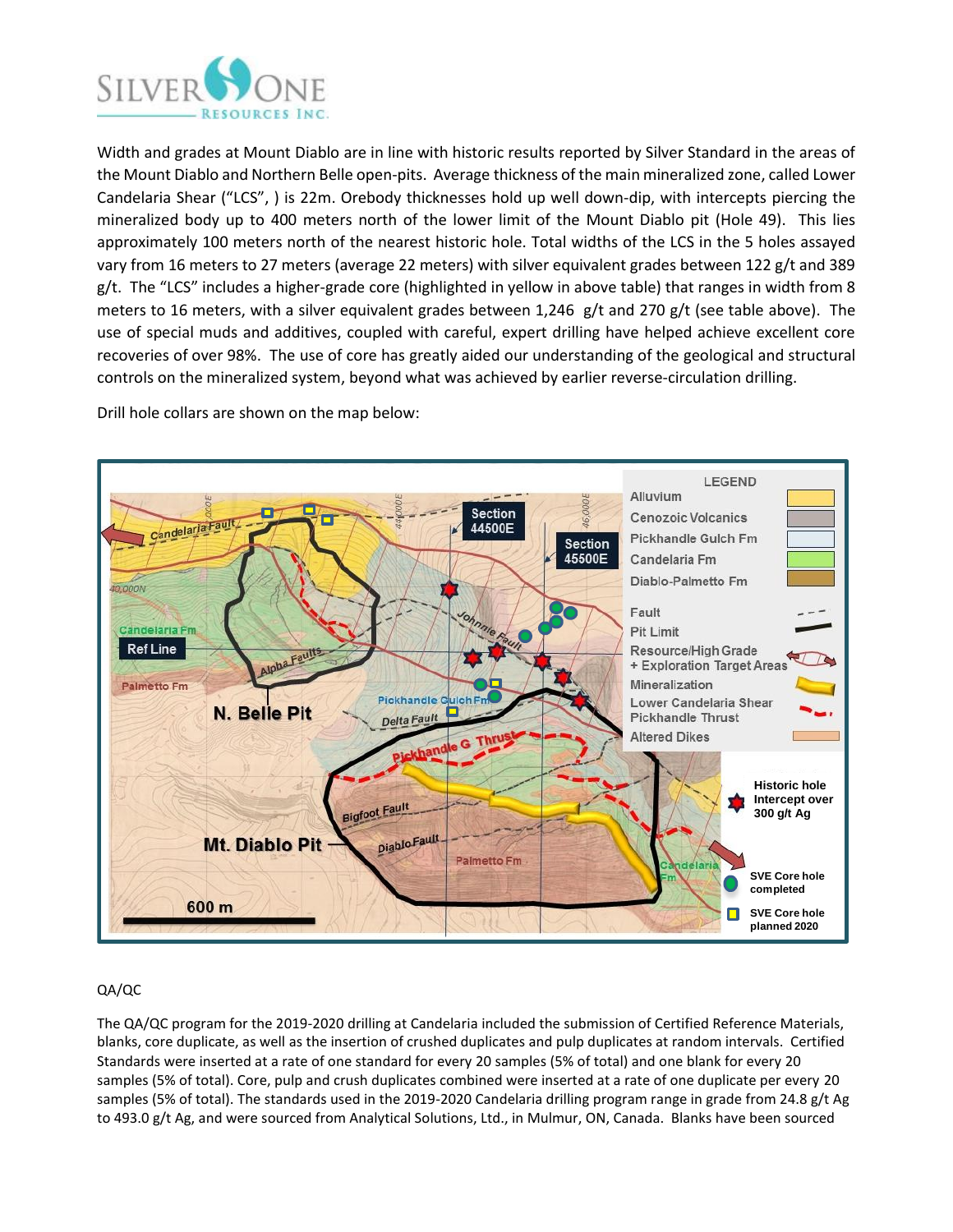Width and grades at Mount Diablo are in line with historic results reported by Silver Standard in the areas of the Mount Diablo and Northern Belle open-pits. Average thickness of the main mineralized zone, called Lower Candelaria Shear ("LCS", ) is 22m. Orebody thicknesses hold up well down-dip, with intercepts piercing the mineralized body up to 400 meters north of the lower limit of the Mount Diablo pit (Hole 49). This lies approximately 100 meters north of the nearest historic hole. Total widths of the LCS in the 5 holes assayed vary from 16 meters to 27 meters (average 22 meters) with silver equivalent grades between 122 g/t and 389 g/t. The "LCS" includes a higher-grade core (highlighted in yellow in above table) that ranges in width from 8 meters to 16 meters, with a silver equivalent grades between 1,246 g/t and 270 g/t (see table above). The use of special muds and additives, coupled with careful, expert drilling have helped achieve excellent core recoveries of over 98%. The use of core has greatly aided our understanding of the geological and structural controls on the mineralized system, beyond what was achieved by earlier reverse-circulation drilling.

Drill hole collars are shown on the map below:

## QA/QC

The QA/QC program for the 2019-2020 drilling at Candelaria included the submission of Certified Reference Materials, blanks, core duplicate, as well as the insertion of crushed duplicates and pulp duplicates at random intervals. Certified Standards were inserted at a rate of one standard for every 20 samples (5% of total) and one blank for every 20 samples (5% of total). Core, pulp and crush duplicates combined were inserted at a rate of one duplicate per every 20 samples (5% of total). The standards used in the 2019-2020 Candelaria drilling program range in grade from 24.8 g/t Ag to 493.0 g/t Ag, and were sourced from Analytical Solutions, Ltd., in Mulmur, ON, Canada. Blanks have been sourced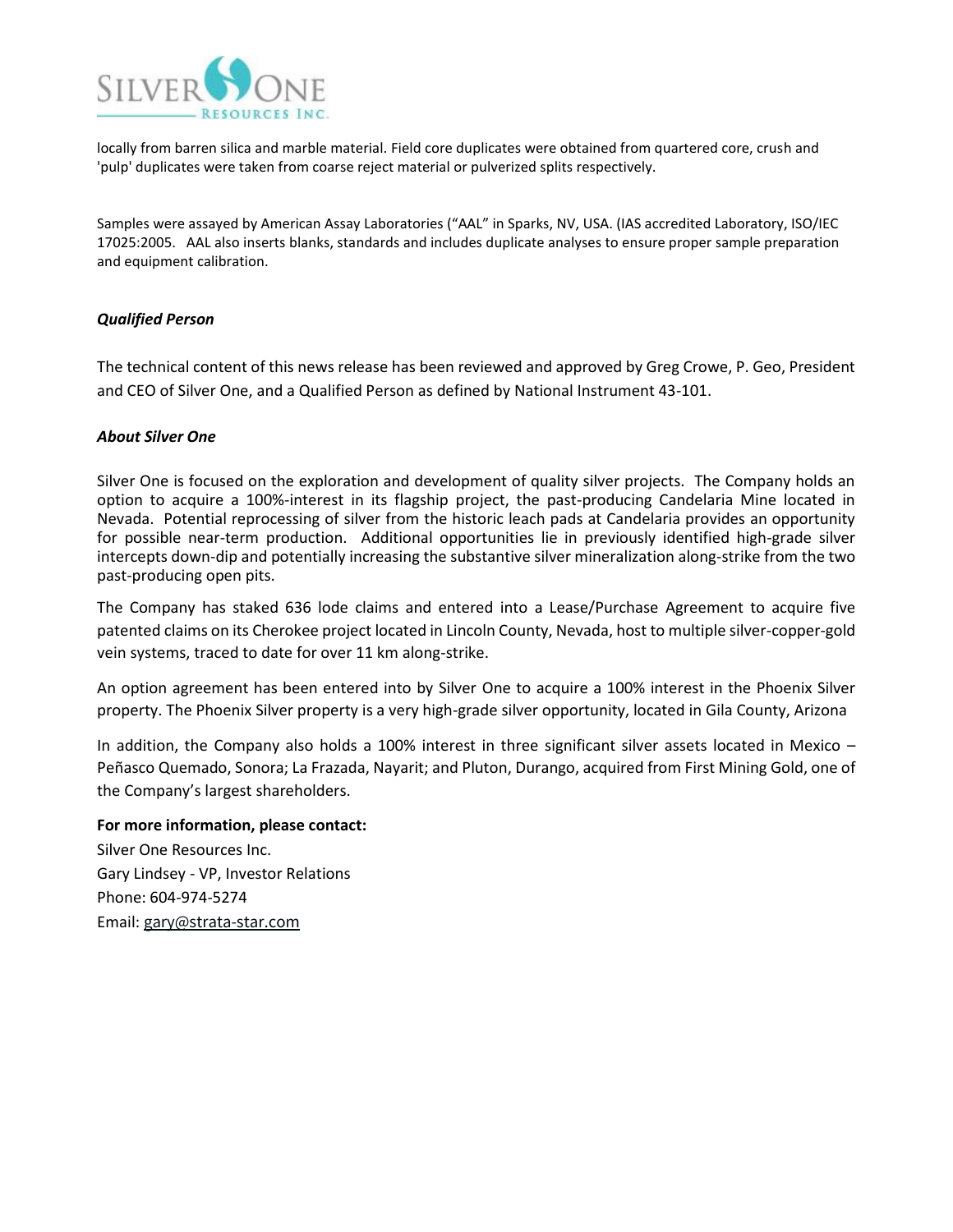locally from barren silica and marble material. Field core duplicates were obtained from quartered core, crush and 'pulp' duplicates were taken from coarse reject material or pulverized splits respectively.

Samples were assayed by American Assay Laboratories ("AAL" in Sparks, NV, USA. (IAS accredited Laboratory, ISO/IEC 17025:2005. AAL also inserts blanks, standards and includes duplicate analyses to ensure proper sample preparation and equipment calibration.

### *Qualified Person*

The technical content of this news release has been reviewed and approved by Greg Crowe, P. Geo, President and CEO of Silver One, and a Qualified Person as defined by National Instrument 43-101.

### *About Silver One*

Silver One is focused on the exploration and development of quality silver projects. The Company holds an option to acquire a 100%-interest in its flagship project, the past-producing Candelaria Mine located in Nevada. Potential reprocessing of silver from the historic leach pads at Candelaria provides an opportunity for possible near-term production. Additional opportunities lie in previously identified high-grade silver intercepts down-dip and potentially increasing the substantive silver mineralization along-strike from the two past-producing open pits.

The Company has staked 636 lode claims and entered into a Lease/Purchase Agreement to acquire five patented claims on its Cherokee project located in Lincoln County, Nevada, host to multiple silver-copper-gold vein systems, traced to date for over 11 km along-strike.

An option agreement has been entered into by Silver One to acquire a 100% interest in the Phoenix Silver property. The Phoenix Silver property is a very high-grade silver opportunity, located in Gila County, Arizona

In addition, the Company also holds a 100% interest in three significant silver assets located in Mexico – Peñasco Quemado, Sonora; La Frazada, Nayarit; and Pluton, Durango, acquired from First Mining Gold, one of the Company's largest shareholders.

**For more information, please contact:**
Silver One Resources Inc.
Gary Lindsey - VP, Investor Relations
Phone: 604-974-5274
Email: gary@strata-star.com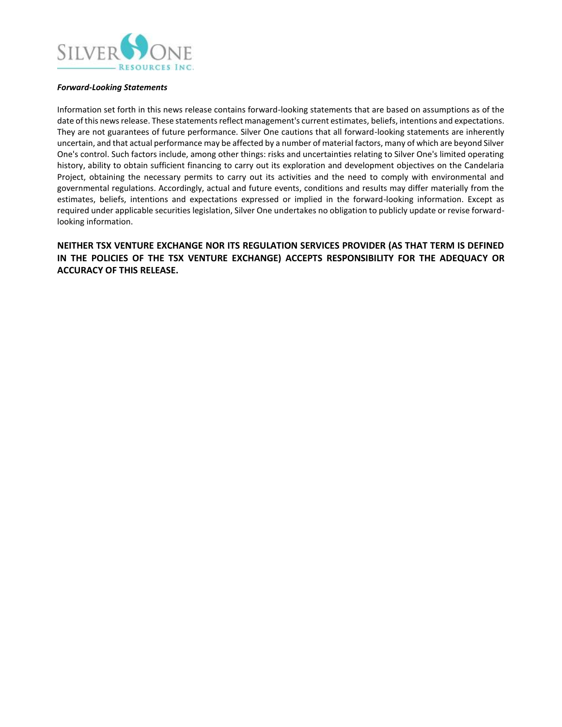***Forward-Looking Statements***

Information set forth in this news release contains forward-looking statements that are based on assumptions as of the date of this news release. These statements reflect management's current estimates, beliefs, intentions and expectations. They are not guarantees of future performance. Silver One cautions that all forward-looking statements are inherently uncertain, and that actual performance may be affected by a number of material factors, many of which are beyond Silver One's control. Such factors include, among other things: risks and uncertainties relating to Silver One's limited operating history, ability to obtain sufficient financing to carry out its exploration and development objectives on the Candelaria Project, obtaining the necessary permits to carry out its activities and the need to comply with environmental and governmental regulations. Accordingly, actual and future events, conditions and results may differ materially from the estimates, beliefs, intentions and expectations expressed or implied in the forward-looking information. Except as required under applicable securities legislation, Silver One undertakes no obligation to publicly update or revise forward-looking information.

**NEITHER TSX VENTURE EXCHANGE NOR ITS REGULATION SERVICES PROVIDER (AS THAT TERM IS DEFINED IN THE POLICIES OF THE TSX VENTURE EXCHANGE) ACCEPTS RESPONSIBILITY FOR THE ADEQUACY OR ACCURACY OF THIS RELEASE.**